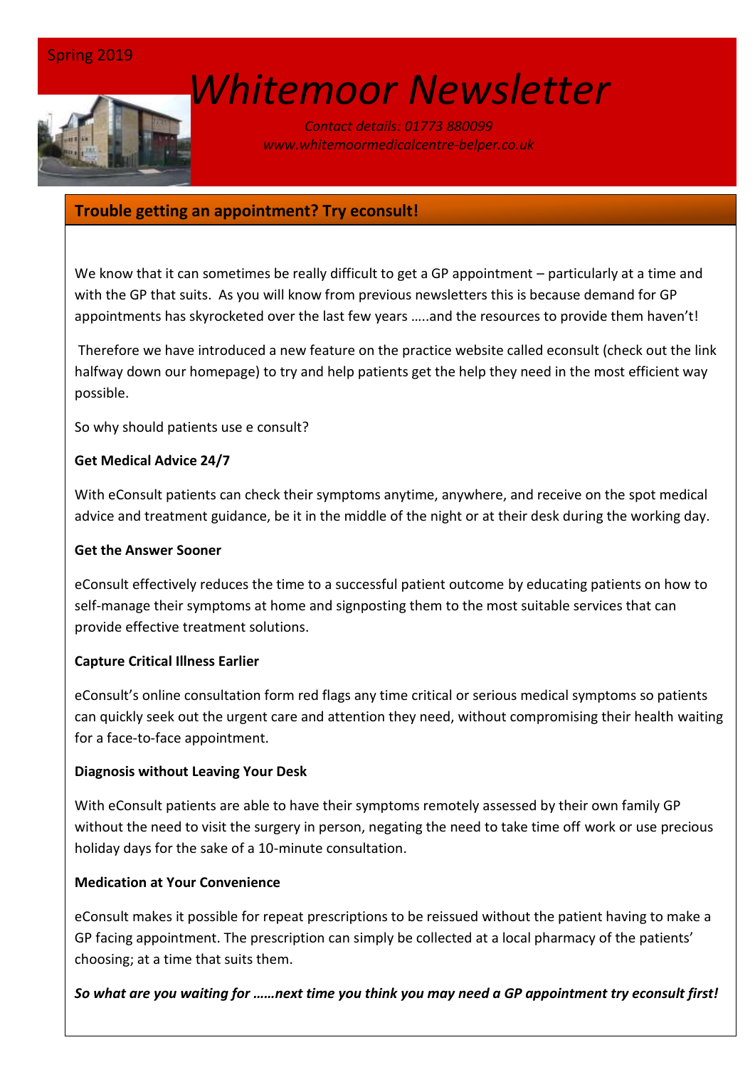Spring 2019

# *Whitemoor Newsletter*

*Contact details: 01773 880099*
*www.whitemoormedicalcentre-belper.co.uk*

## Trouble getting an appointment? Try econsult!

We know that it can sometimes be really difficult to get a GP appointment – particularly at a time and with the GP that suits. As you will know from previous newsletters this is because demand for GP appointments has skyrocketed over the last few years …..and the resources to provide them haven't!

Therefore we have introduced a new feature on the practice website called econsult (check out the link halfway down our homepage) to try and help patients get the help they need in the most efficient way possible.

So why should patients use e consult?

**Get Medical Advice 24/7**

With eConsult patients can check their symptoms anytime, anywhere, and receive on the spot medical advice and treatment guidance, be it in the middle of the night or at their desk during the working day.

**Get the Answer Sooner**

eConsult effectively reduces the time to a successful patient outcome by educating patients on how to self-manage their symptoms at home and signposting them to the most suitable services that can provide effective treatment solutions.

**Capture Critical Illness Earlier**

eConsult's online consultation form red flags any time critical or serious medical symptoms so patients can quickly seek out the urgent care and attention they need, without compromising their health waiting for a face-to-face appointment.

**Diagnosis without Leaving Your Desk**

With eConsult patients are able to have their symptoms remotely assessed by their own family GP without the need to visit the surgery in person, negating the need to take time off work or use precious holiday days for the sake of a 10-minute consultation.

**Medication at Your Convenience**

eConsult makes it possible for repeat prescriptions to be reissued without the patient having to make a GP facing appointment. The prescription can simply be collected at a local pharmacy of the patients' choosing; at a time that suits them.

***So what are you waiting for ……next time you think you may need a GP appointment try econsult first!***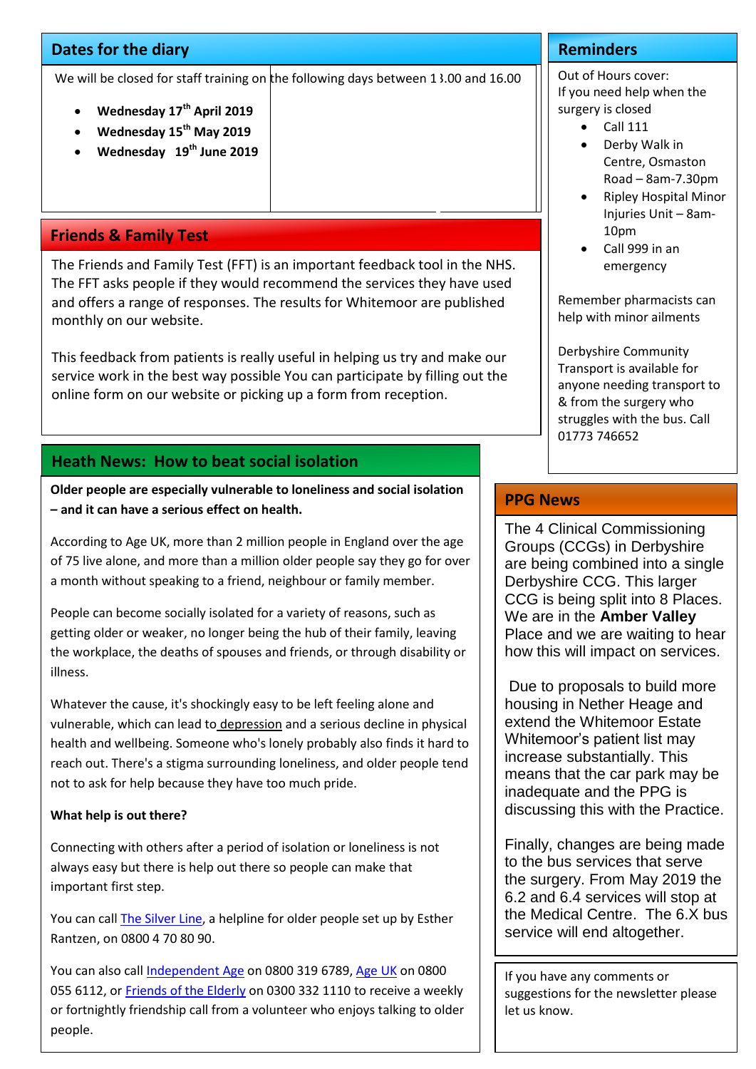## Dates for the diary

We will be closed for staff training on the following days between 13.00 and 16.00

- **Wednesday 17th April 2019**
- **Wednesday 15th May 2019**
- **Wednesday 19th June 2019**

## Friends & Family Test

The Friends and Family Test (FFT) is an important feedback tool in the NHS. The FFT asks people if they would recommend the services they have used and offers a range of responses. The results for Whitemoor are published monthly on our website.

This feedback from patients is really useful in helping us try and make our service work in the best way possible You can participate by filling out the online form on our website or picking up a form from reception.

## Heath News: How to beat social isolation

**Older people are especially vulnerable to loneliness and social isolation – and it can have a serious effect on health.**

According to Age UK, more than 2 million people in England over the age of 75 live alone, and more than a million older people say they go for over a month without speaking to a friend, neighbour or family member.

People can become socially isolated for a variety of reasons, such as getting older or weaker, no longer being the hub of their family, leaving the workplace, the deaths of spouses and friends, or through disability or illness.

Whatever the cause, it's shockingly easy to be left feeling alone and vulnerable, which can lead to depression and a serious decline in physical health and wellbeing. Someone who's lonely probably also finds it hard to reach out. There's a stigma surrounding loneliness, and older people tend not to ask for help because they have too much pride.

**What help is out there?**

Connecting with others after a period of isolation or loneliness is not always easy but there is help out there so people can make that important first step.

You can call The Silver Line, a helpline for older people set up by Esther Rantzen, on 0800 4 70 80 90.

You can also call Independent Age on 0800 319 6789, Age UK on 0800 055 6112, or Friends of the Elderly on 0300 332 1110 to receive a weekly or fortnightly friendship call from a volunteer who enjoys talking to older people.

## Reminders

Out of Hours cover:
If you need help when the surgery is closed

- Call 111
- Derby Walk in Centre, Osmaston Road – 8am-7.30pm
- Ripley Hospital Minor Injuries Unit – 8am-10pm
- Call 999 in an emergency

Remember pharmacists can help with minor ailments

Derbyshire Community Transport is available for anyone needing transport to & from the surgery who struggles with the bus. Call 01773 746652

## PPG News

The 4 Clinical Commissioning Groups (CCGs) in Derbyshire are being combined into a single Derbyshire CCG. This larger CCG is being split into 8 Places. We are in the **Amber Valley** Place and we are waiting to hear how this will impact on services.

Due to proposals to build more housing in Nether Heage and extend the Whitemoor Estate Whitemoor's patient list may increase substantially. This means that the car park may be inadequate and the PPG is discussing this with the Practice.

Finally, changes are being made to the bus services that serve the surgery. From May 2019 the 6.2 and 6.4 services will stop at the Medical Centre. The 6.X bus service will end altogether.

If you have any comments or suggestions for the newsletter please let us know.